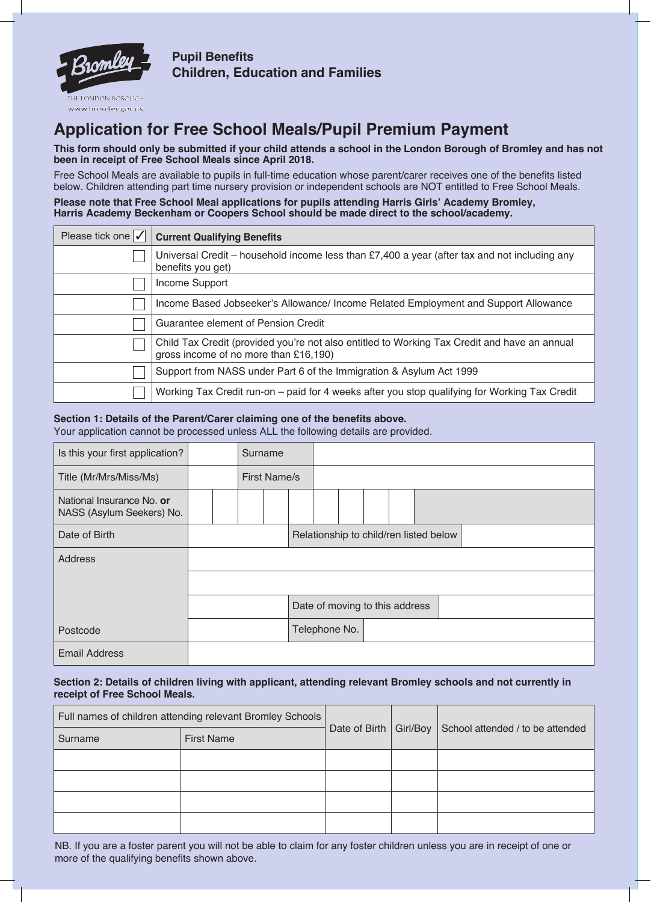Bromley
THE LONDON BOROUGH
www.bromley.gov.uk

**Pupil Benefits**
**Children, Education and Families**

# Application for Free School Meals/Pupil Premium Payment

**This form should only be submitted if your child attends a school in the London Borough of Bromley and has not been in receipt of Free School Meals since April 2018.**

Free School Meals are available to pupils in full-time education whose parent/carer receives one of the benefits listed below. Children attending part time nursery provision or independent schools are NOT entitled to Free School Meals.

**Please note that Free School Meal applications for pupils attending Harris Girls' Academy Bromley, Harris Academy Beckenham or Coopers School should be made direct to the school/academy.**

| Please tick one ✓ | **Current Qualifying Benefits** |
|---|---|
| ☐ | Universal Credit – household income less than £7,400 a year (after tax and not including any benefits you get) |
| ☐ | Income Support |
| ☐ | Income Based Jobseeker's Allowance/ Income Related Employment and Support Allowance |
| ☐ | Guarantee element of Pension Credit |
| ☐ | Child Tax Credit (provided you're not also entitled to Working Tax Credit and have an annual gross income of no more than £16,190) |
| ☐ | Support from NASS under Part 6 of the Immigration & Asylum Act 1999 |
| ☐ | Working Tax Credit run-on – paid for 4 weeks after you stop qualifying for Working Tax Credit |

**Section 1: Details of the Parent/Carer claiming one of the benefits above.**
Your application cannot be processed unless ALL the following details are provided.

| | | | |
|---|---|---|---|
| Is this your first application? | | Surname | |
| Title (Mr/Mrs/Miss/Ms) | | First Name/s | |
| National Insurance No. **or** NASS (Asylum Seekers) No. | | | |
| Date of Birth | | Relationship to child/ren listed below | |
| Address | | | |
| | | | |
| | | Date of moving to this address | |
| Postcode | | Telephone No. | |
| Email Address | | | |

**Section 2: Details of children living with applicant, attending relevant Bromley schools and not currently in receipt of Free School Meals.**

| Full names of children attending relevant Bromley Schools | | Date of Birth | Girl/Boy | School attended / to be attended |
|---|---|---|---|---|
| Surname | First Name | | | |
| | | | | |
| | | | | |
| | | | | |
| | | | | |

NB. If you are a foster parent you will not be able to claim for any foster children unless you are in receipt of one or more of the qualifying benefits shown above.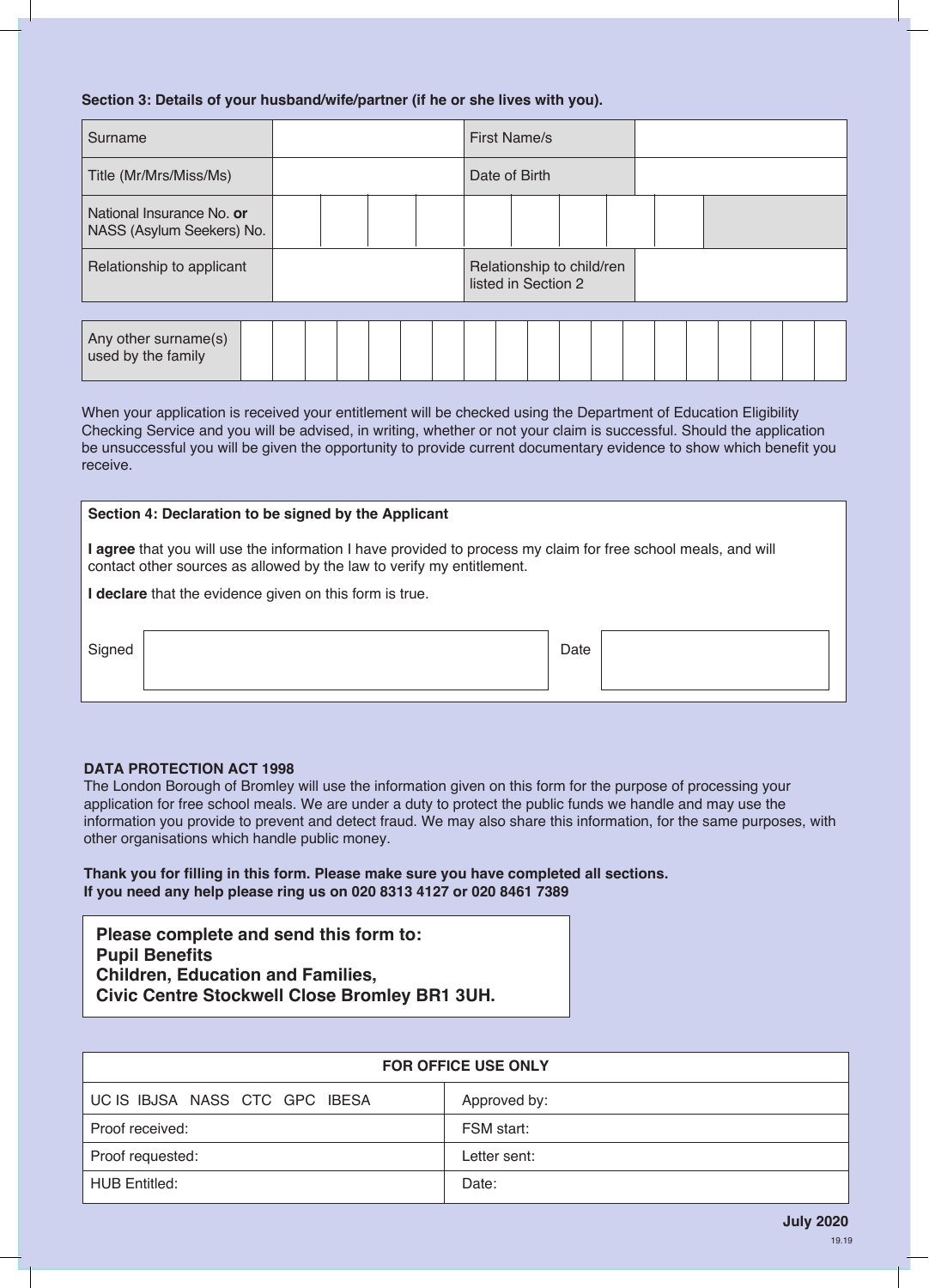**Section 3: Details of your husband/wife/partner (if he or she lives with you).**

| | | | |
|---|---|---|---|
| Surname | | First Name/s | |
| Title (Mr/Mrs/Miss/Ms) | | Date of Birth | |
| National Insurance No. **or** NASS (Asylum Seekers) No. | | | |
| Relationship to applicant | | Relationship to child/ren listed in Section 2 | |

| | |
|---|---|
| Any other surname(s) used by the family | |

When your application is received your entitlement will be checked using the Department of Education Eligibility Checking Service and you will be advised, in writing, whether or not your claim is successful. Should the application be unsuccessful you will be given the opportunity to provide current documentary evidence to show which benefit you receive.

**Section 4: Declaration to be signed by the Applicant**

**I agree** that you will use the information I have provided to process my claim for free school meals, and will contact other sources as allowed by the law to verify my entitlement.

**I declare** that the evidence given on this form is true.

| | | | |
|---|---|---|---|
| Signed | | Date | |

**DATA PROTECTION ACT 1998**

The London Borough of Bromley will use the information given on this form for the purpose of processing your application for free school meals. We are under a duty to protect the public funds we handle and may use the information you provide to prevent and detect fraud. We may also share this information, for the same purposes, with other organisations which handle public money.

**Thank you for filling in this form. Please make sure you have completed all sections.**
**If you need any help please ring us on 020 8313 4127 or 020 8461 7389**

**Please complete and send this form to:**
**Pupil Benefits**
**Children, Education and Families,**
**Civic Centre Stockwell Close Bromley BR1 3UH.**

| FOR OFFICE USE ONLY | |
|---|---|
| UC IS IBJSA NASS CTC GPC IBESA | Approved by: |
| Proof received: | FSM start: |
| Proof requested: | Letter sent: |
| HUB Entitled: | Date: |

**July 2020**

19.19